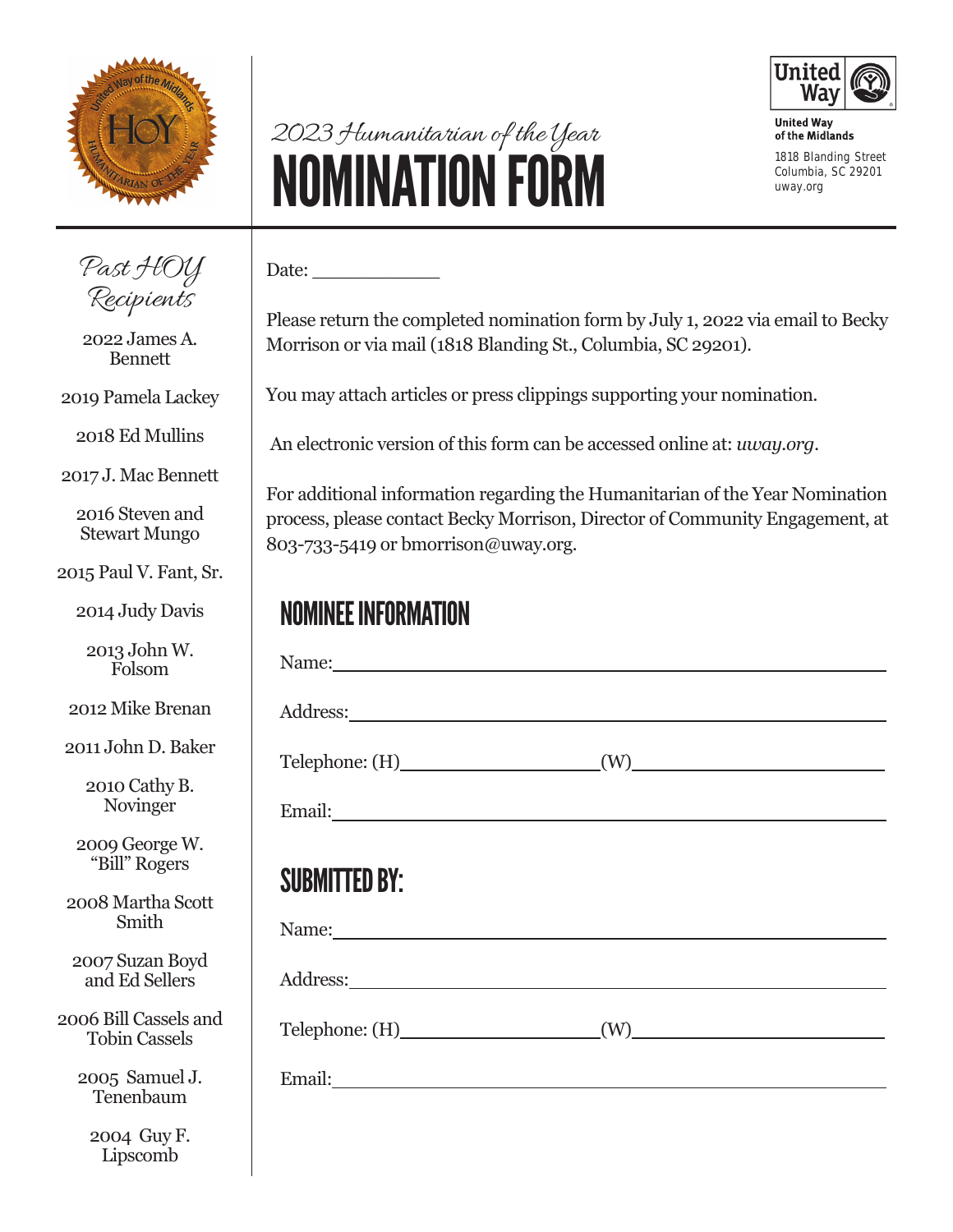# 2023 Humanitarian of the Year
# NOMINATION FORM

United Way of the Midlands
1818 Blanding Street
Columbia, SC 29201
uway.org

Date: ____________

Please return the completed nomination form by July 1, 2022 via email to Becky Morrison or via mail (1818 Blanding St., Columbia, SC 29201).

You may attach articles or press clippings supporting your nomination.

An electronic version of this form can be accessed online at: *uway.org*.

For additional information regarding the Humanitarian of the Year Nomination process, please contact Becky Morrison, Director of Community Engagement, at 803-733-5419 or bmorrison@uway.org.

## NOMINEE INFORMATION

Name: ______________________________________________

Address: ____________________________________________

Telephone: (H) ____________________ (W) ____________________

Email: ______________________________________________

## SUBMITTED BY:

Name: ______________________________________________

Address: ____________________________________________

Telephone: (H) ____________________ (W) ____________________

Email: ______________________________________________

## Past HOY Recipients

2022 James A. Bennett

2019 Pamela Lackey

2018 Ed Mullins

2017 J. Mac Bennett

2016 Steven and Stewart Mungo

2015 Paul V. Fant, Sr.

2014 Judy Davis

2013 John W. Folsom

2012 Mike Brenan

2011 John D. Baker

2010 Cathy B. Novinger

2009 George W. "Bill" Rogers

2008 Martha Scott Smith

2007 Suzan Boyd and Ed Sellers

2006 Bill Cassels and Tobin Cassels

2005 Samuel J. Tenenbaum

2004 Guy F. Lipscomb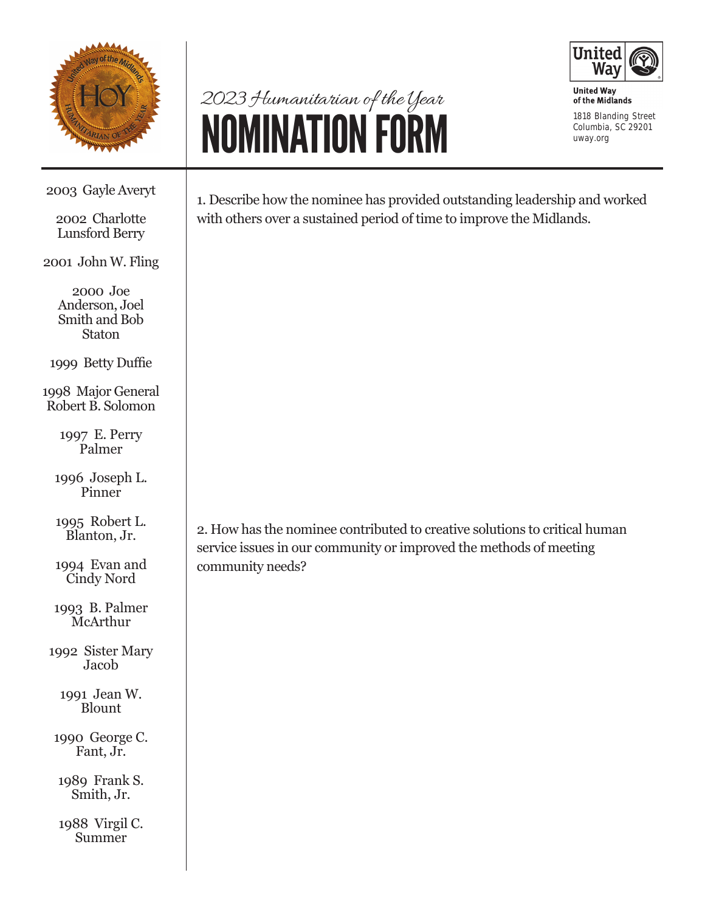2023 *Humanitarian of the Year*

# NOMINATION FORM

**United Way of the Midlands**
1818 Blanding Street
Columbia, SC 29201
uway.org

2003 Gayle Averyt

2002 Charlotte Lunsford Berry

2001 John W. Fling

2000 Joe Anderson, Joel Smith and Bob Staton

1999 Betty Duffie

1998 Major General Robert B. Solomon

1997 E. Perry Palmer

1996 Joseph L. Pinner

1995 Robert L. Blanton, Jr.

1994 Evan and Cindy Nord

1993 B. Palmer McArthur

1992 Sister Mary Jacob

1991 Jean W. Blount

1990 George C. Fant, Jr.

1989 Frank S. Smith, Jr.

1988 Virgil C. Summer

1. Describe how the nominee has provided outstanding leadership and worked with others over a sustained period of time to improve the Midlands.

2. How has the nominee contributed to creative solutions to critical human service issues in our community or improved the methods of meeting community needs?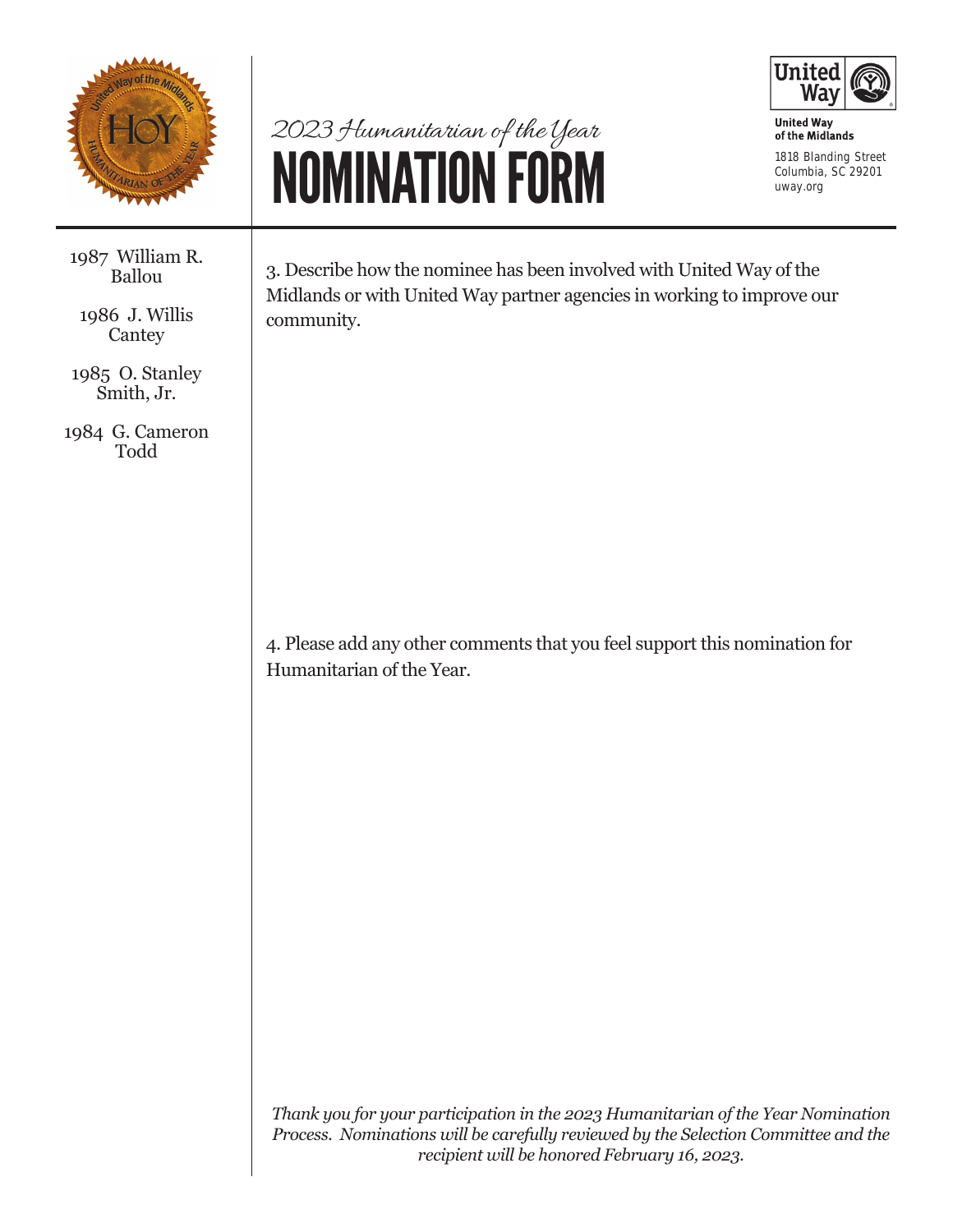2023 Humanitarian of the Year

# NOMINATION FORM

**United Way of the Midlands**
1818 Blanding Street
Columbia, SC 29201
uway.org

1987 William R. Ballou

1986 J. Willis Cantey

1985 O. Stanley Smith, Jr.

1984 G. Cameron Todd

3. Describe how the nominee has been involved with United Way of the Midlands or with United Way partner agencies in working to improve our community.

4. Please add any other comments that you feel support this nomination for Humanitarian of the Year.

*Thank you for your participation in the 2023 Humanitarian of the Year Nomination Process. Nominations will be carefully reviewed by the Selection Committee and the recipient will be honored February 16, 2023.*